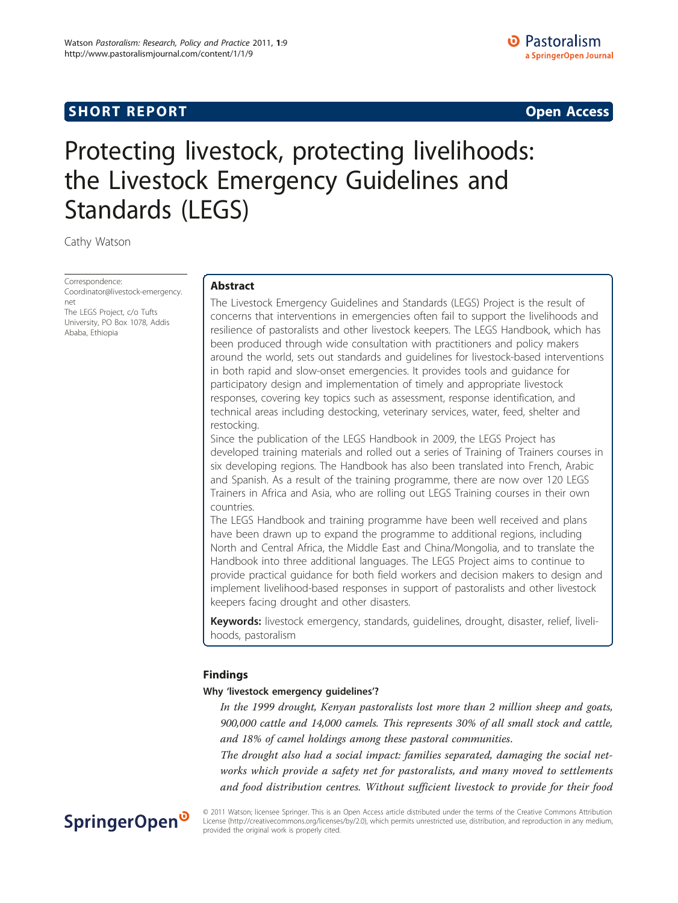SHORT REPORT Open Access

# Protecting livestock, protecting livelihoods: the Livestock Emergency Guidelines and Standards (LEGS)

Cathy Watson

Correspondence: Coordinator@livestock-emergency.net
The LEGS Project, c/o Tufts University, PO Box 1078, Addis Ababa, Ethiopia

## Abstract

The Livestock Emergency Guidelines and Standards (LEGS) Project is the result of concerns that interventions in emergencies often fail to support the livelihoods and resilience of pastoralists and other livestock keepers. The LEGS Handbook, which has been produced through wide consultation with practitioners and policy makers around the world, sets out standards and guidelines for livestock-based interventions in both rapid and slow-onset emergencies. It provides tools and guidance for participatory design and implementation of timely and appropriate livestock responses, covering key topics such as assessment, response identification, and technical areas including destocking, veterinary services, water, feed, shelter and restocking.

Since the publication of the LEGS Handbook in 2009, the LEGS Project has developed training materials and rolled out a series of Training of Trainers courses in six developing regions. The Handbook has also been translated into French, Arabic and Spanish. As a result of the training programme, there are now over 120 LEGS Trainers in Africa and Asia, who are rolling out LEGS Training courses in their own countries.

The LEGS Handbook and training programme have been well received and plans have been drawn up to expand the programme to additional regions, including North and Central Africa, the Middle East and China/Mongolia, and to translate the Handbook into three additional languages. The LEGS Project aims to continue to provide practical guidance for both field workers and decision makers to design and implement livelihood-based responses in support of pastoralists and other livestock keepers facing drought and other disasters.

**Keywords:** livestock emergency, standards, guidelines, drought, disaster, relief, livelihoods, pastoralism

## Findings

### Why 'livestock emergency guidelines'?

*In the 1999 drought, Kenyan pastoralists lost more than 2 million sheep and goats, 900,000 cattle and 14,000 camels. This represents 30% of all small stock and cattle, and 18% of camel holdings among these pastoral communities.*

*The drought also had a social impact: families separated, damaging the social networks which provide a safety net for pastoralists, and many moved to settlements and food distribution centres. Without sufficient livestock to provide for their food*

© 2011 Watson; licensee Springer. This is an Open Access article distributed under the terms of the Creative Commons Attribution License (http://creativecommons.org/licenses/by/2.0), which permits unrestricted use, distribution, and reproduction in any medium, provided the original work is properly cited.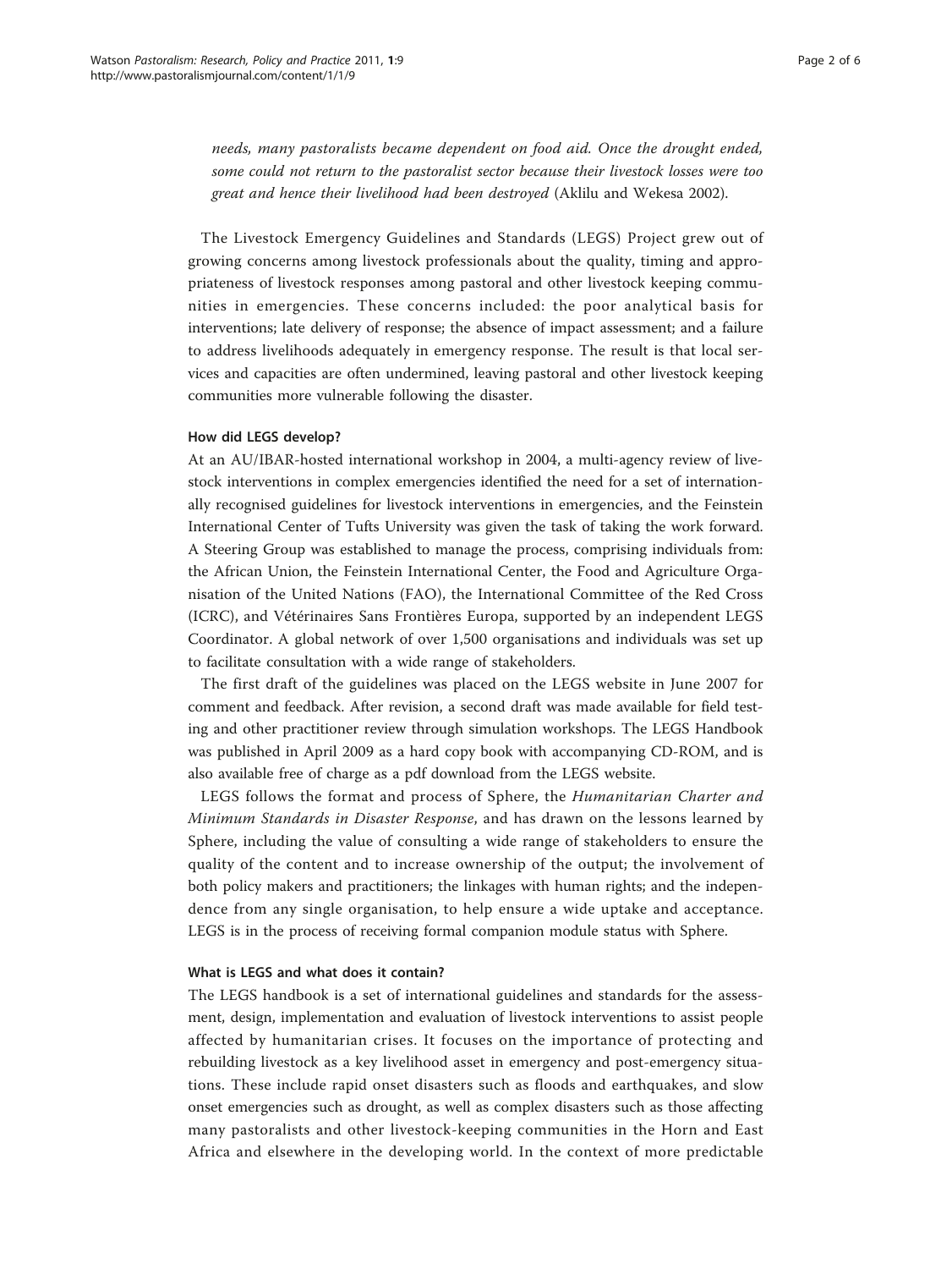*needs, many pastoralists became dependent on food aid. Once the drought ended, some could not return to the pastoralist sector because their livestock losses were too great and hence their livelihood had been destroyed* (Aklilu and Wekesa 2002).

The Livestock Emergency Guidelines and Standards (LEGS) Project grew out of growing concerns among livestock professionals about the quality, timing and appropriateness of livestock responses among pastoral and other livestock keeping communities in emergencies. These concerns included: the poor analytical basis for interventions; late delivery of response; the absence of impact assessment; and a failure to address livelihoods adequately in emergency response. The result is that local services and capacities are often undermined, leaving pastoral and other livestock keeping communities more vulnerable following the disaster.

#### How did LEGS develop?

At an AU/IBAR-hosted international workshop in 2004, a multi-agency review of livestock interventions in complex emergencies identified the need for a set of internationally recognised guidelines for livestock interventions in emergencies, and the Feinstein International Center of Tufts University was given the task of taking the work forward. A Steering Group was established to manage the process, comprising individuals from: the African Union, the Feinstein International Center, the Food and Agriculture Organisation of the United Nations (FAO), the International Committee of the Red Cross (ICRC), and Vétérinaires Sans Frontières Europa, supported by an independent LEGS Coordinator. A global network of over 1,500 organisations and individuals was set up to facilitate consultation with a wide range of stakeholders.

The first draft of the guidelines was placed on the LEGS website in June 2007 for comment and feedback. After revision, a second draft was made available for field testing and other practitioner review through simulation workshops. The LEGS Handbook was published in April 2009 as a hard copy book with accompanying CD-ROM, and is also available free of charge as a pdf download from the LEGS website.

LEGS follows the format and process of Sphere, the *Humanitarian Charter and Minimum Standards in Disaster Response*, and has drawn on the lessons learned by Sphere, including the value of consulting a wide range of stakeholders to ensure the quality of the content and to increase ownership of the output; the involvement of both policy makers and practitioners; the linkages with human rights; and the independence from any single organisation, to help ensure a wide uptake and acceptance. LEGS is in the process of receiving formal companion module status with Sphere.

#### What is LEGS and what does it contain?

The LEGS handbook is a set of international guidelines and standards for the assessment, design, implementation and evaluation of livestock interventions to assist people affected by humanitarian crises. It focuses on the importance of protecting and rebuilding livestock as a key livelihood asset in emergency and post-emergency situations. These include rapid onset disasters such as floods and earthquakes, and slow onset emergencies such as drought, as well as complex disasters such as those affecting many pastoralists and other livestock-keeping communities in the Horn and East Africa and elsewhere in the developing world. In the context of more predictable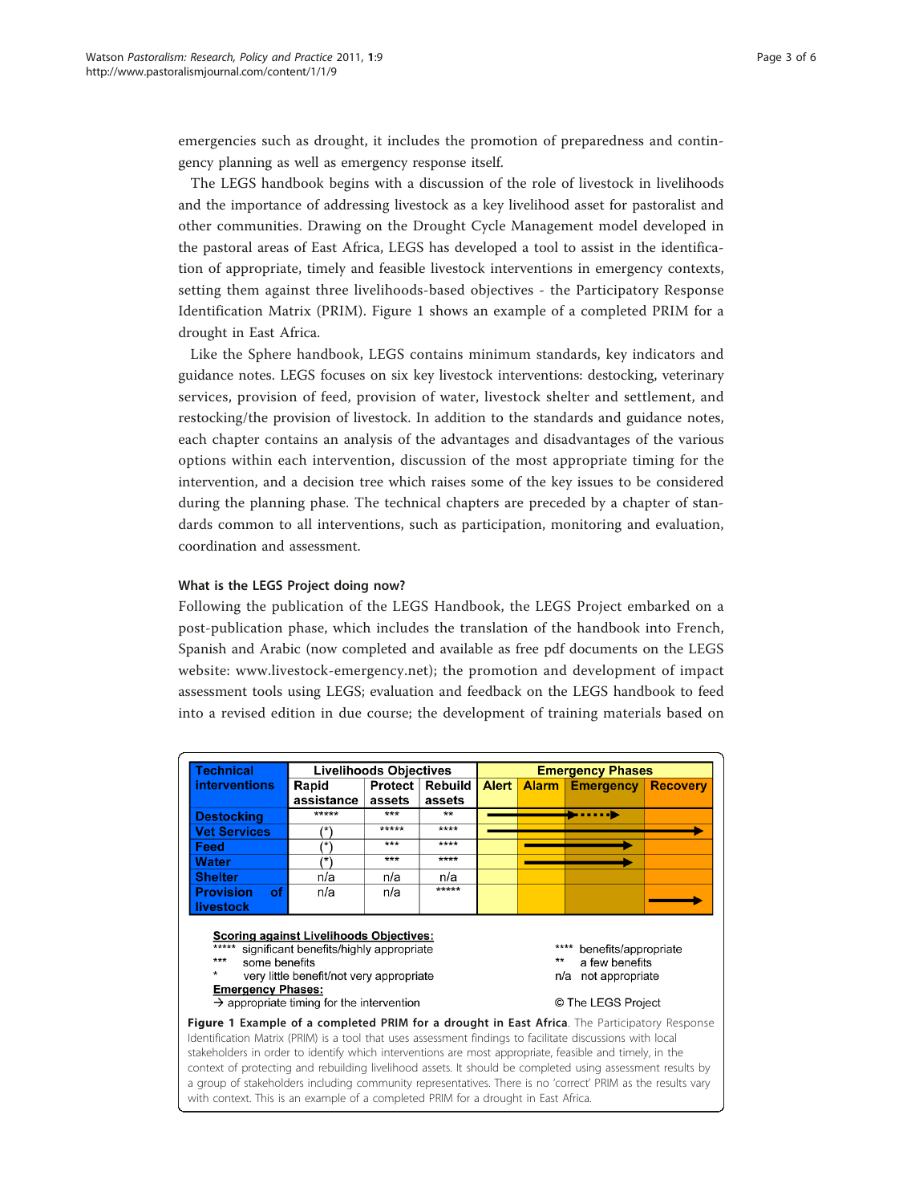emergencies such as drought, it includes the promotion of preparedness and contingency planning as well as emergency response itself.

The LEGS handbook begins with a discussion of the role of livestock in livelihoods and the importance of addressing livestock as a key livelihood asset for pastoralist and other communities. Drawing on the Drought Cycle Management model developed in the pastoral areas of East Africa, LEGS has developed a tool to assist in the identification of appropriate, timely and feasible livestock interventions in emergency contexts, setting them against three livelihoods-based objectives - the Participatory Response Identification Matrix (PRIM). Figure 1 shows an example of a completed PRIM for a drought in East Africa.

Like the Sphere handbook, LEGS contains minimum standards, key indicators and guidance notes. LEGS focuses on six key livestock interventions: destocking, veterinary services, provision of feed, provision of water, livestock shelter and settlement, and restocking/the provision of livestock. In addition to the standards and guidance notes, each chapter contains an analysis of the advantages and disadvantages of the various options within each intervention, discussion of the most appropriate timing for the intervention, and a decision tree which raises some of the key issues to be considered during the planning phase. The technical chapters are preceded by a chapter of standards common to all interventions, such as participation, monitoring and evaluation, coordination and assessment.

### What is the LEGS Project doing now?

Following the publication of the LEGS Handbook, the LEGS Project embarked on a post-publication phase, which includes the translation of the handbook into French, Spanish and Arabic (now completed and available as free pdf documents on the LEGS website: www.livestock-emergency.net); the promotion and development of impact assessment tools using LEGS; evaluation and feedback on the LEGS handbook to feed into a revised edition in due course; the development of training materials based on

| Technical interventions | Livelihoods Objectives | | | Emergency Phases | | | |
|---|---|---|---|---|---|---|---|
| | Rapid assistance | Protect assets | Rebuild assets | Alert | Alarm | Emergency | Recovery |
| Destocking | ***** | *** | ** | → | → | ⋯→ | |
| Vet Services | (*) | ***** | **** | → | → | → | → |
| Feed | (*) | *** | **** | | → | → | |
| Water | (*) | *** | **** | | → | → | |
| Shelter | n/a | n/a | n/a | | | | |
| Provision of livestock | n/a | n/a | ***** | | | | → |

**Scoring against Livelihoods Objectives:**
***** significant benefits/highly appropriate
**** benefits/appropriate
*** some benefits
** a few benefits
* very little benefit/not very appropriate
n/a not appropriate

**Emergency Phases:**
→ appropriate timing for the intervention

© The LEGS Project

**Figure 1 Example of a completed PRIM for a drought in East Africa**. The Participatory Response Identification Matrix (PRIM) is a tool that uses assessment findings to facilitate discussions with local stakeholders in order to identify which interventions are most appropriate, feasible and timely, in the context of protecting and rebuilding livelihood assets. It should be completed using assessment results by a group of stakeholders including community representatives. There is no 'correct' PRIM as the results vary with context. This is an example of a completed PRIM for a drought in East Africa.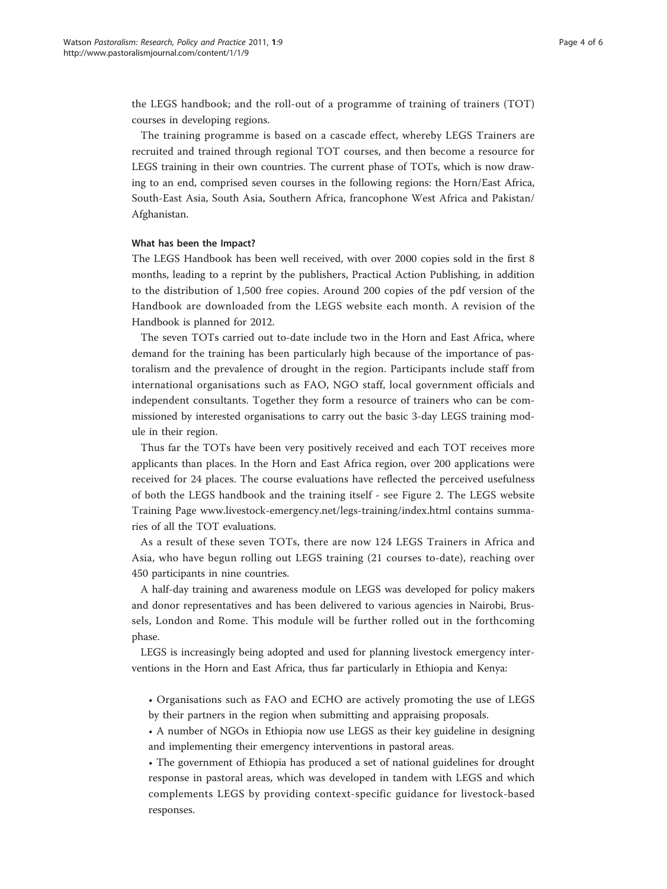the LEGS handbook; and the roll-out of a programme of training of trainers (TOT) courses in developing regions.

The training programme is based on a cascade effect, whereby LEGS Trainers are recruited and trained through regional TOT courses, and then become a resource for LEGS training in their own countries. The current phase of TOTs, which is now drawing to an end, comprised seven courses in the following regions: the Horn/East Africa, South-East Asia, South Asia, Southern Africa, francophone West Africa and Pakistan/Afghanistan.

### What has been the Impact?

The LEGS Handbook has been well received, with over 2000 copies sold in the first 8 months, leading to a reprint by the publishers, Practical Action Publishing, in addition to the distribution of 1,500 free copies. Around 200 copies of the pdf version of the Handbook are downloaded from the LEGS website each month. A revision of the Handbook is planned for 2012.

The seven TOTs carried out to-date include two in the Horn and East Africa, where demand for the training has been particularly high because of the importance of pastoralism and the prevalence of drought in the region. Participants include staff from international organisations such as FAO, NGO staff, local government officials and independent consultants. Together they form a resource of trainers who can be commissioned by interested organisations to carry out the basic 3-day LEGS training module in their region.

Thus far the TOTs have been very positively received and each TOT receives more applicants than places. In the Horn and East Africa region, over 200 applications were received for 24 places. The course evaluations have reflected the perceived usefulness of both the LEGS handbook and the training itself - see Figure 2. The LEGS website Training Page www.livestock-emergency.net/legs-training/index.html contains summaries of all the TOT evaluations.

As a result of these seven TOTs, there are now 124 LEGS Trainers in Africa and Asia, who have begun rolling out LEGS training (21 courses to-date), reaching over 450 participants in nine countries.

A half-day training and awareness module on LEGS was developed for policy makers and donor representatives and has been delivered to various agencies in Nairobi, Brussels, London and Rome. This module will be further rolled out in the forthcoming phase.

LEGS is increasingly being adopted and used for planning livestock emergency interventions in the Horn and East Africa, thus far particularly in Ethiopia and Kenya:

- Organisations such as FAO and ECHO are actively promoting the use of LEGS by their partners in the region when submitting and appraising proposals.
- A number of NGOs in Ethiopia now use LEGS as their key guideline in designing and implementing their emergency interventions in pastoral areas.
- The government of Ethiopia has produced a set of national guidelines for drought response in pastoral areas, which was developed in tandem with LEGS and which complements LEGS by providing context-specific guidance for livestock-based responses.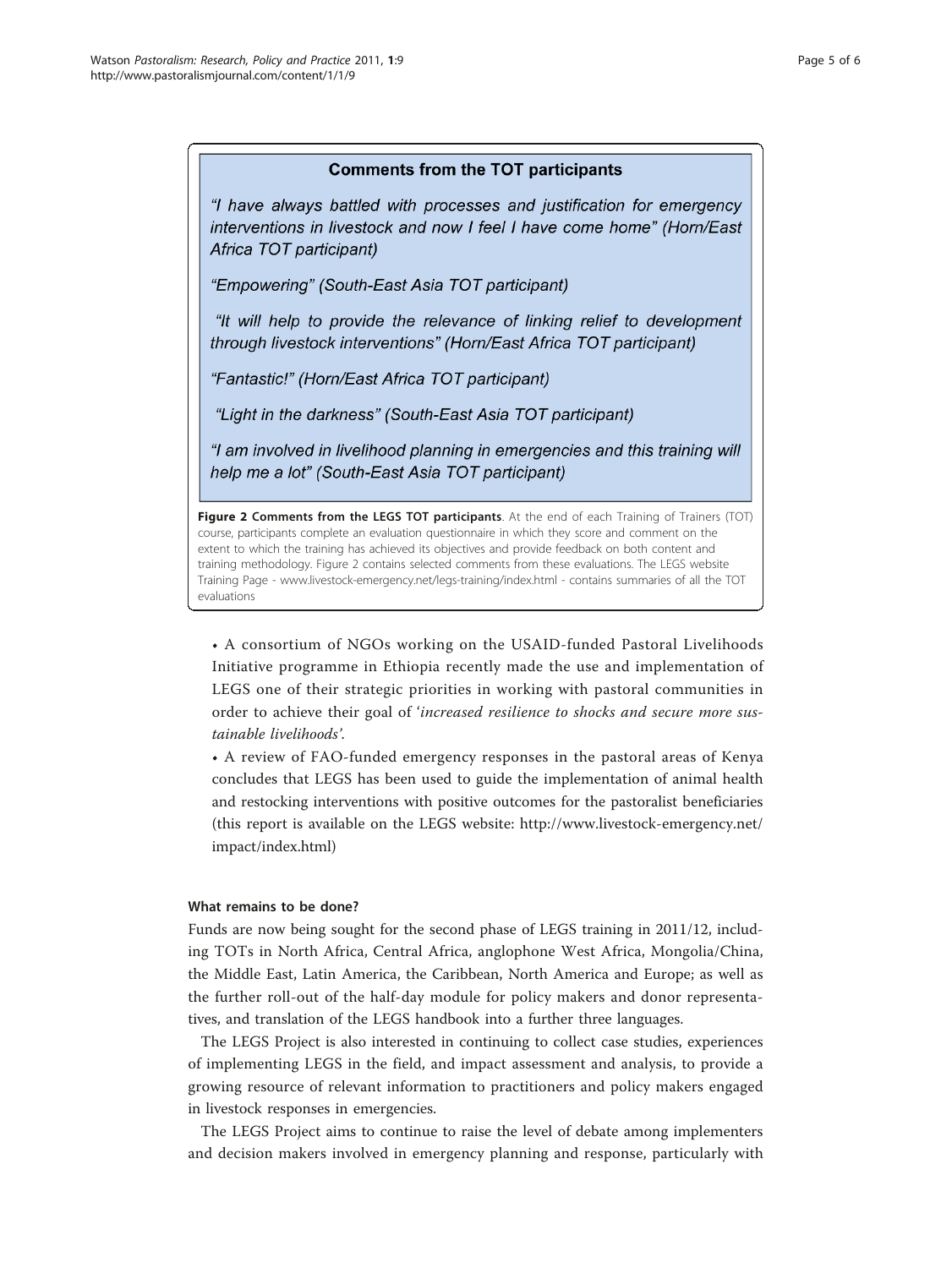**Comments from the TOT participants**

*"I have always battled with processes and justification for emergency interventions in livestock and now I feel I have come home" (Horn/East Africa TOT participant)*

*"Empowering" (South-East Asia TOT participant)*

*"It will help to provide the relevance of linking relief to development through livestock interventions" (Horn/East Africa TOT participant)*

*"Fantastic!" (Horn/East Africa TOT participant)*

*"Light in the darkness" (South-East Asia TOT participant)*

*"I am involved in livelihood planning in emergencies and this training will help me a lot" (South-East Asia TOT participant)*

**Figure 2 Comments from the LEGS TOT participants**. At the end of each Training of Trainers (TOT) course, participants complete an evaluation questionnaire in which they score and comment on the extent to which the training has achieved its objectives and provide feedback on both content and training methodology. Figure 2 contains selected comments from these evaluations. The LEGS website Training Page - www.livestock-emergency.net/legs-training/index.html - contains summaries of all the TOT evaluations

- A consortium of NGOs working on the USAID-funded Pastoral Livelihoods Initiative programme in Ethiopia recently made the use and implementation of LEGS one of their strategic priorities in working with pastoral communities in order to achieve their goal of '*increased resilience to shocks and secure more sustainable livelihoods*'.
- A review of FAO-funded emergency responses in the pastoral areas of Kenya concludes that LEGS has been used to guide the implementation of animal health and restocking interventions with positive outcomes for the pastoralist beneficiaries (this report is available on the LEGS website: http://www.livestock-emergency.net/impact/index.html)

### What remains to be done?

Funds are now being sought for the second phase of LEGS training in 2011/12, including TOTs in North Africa, Central Africa, anglophone West Africa, Mongolia/China, the Middle East, Latin America, the Caribbean, North America and Europe; as well as the further roll-out of the half-day module for policy makers and donor representatives, and translation of the LEGS handbook into a further three languages.

The LEGS Project is also interested in continuing to collect case studies, experiences of implementing LEGS in the field, and impact assessment and analysis, to provide a growing resource of relevant information to practitioners and policy makers engaged in livestock responses in emergencies.

The LEGS Project aims to continue to raise the level of debate among implementers and decision makers involved in emergency planning and response, particularly with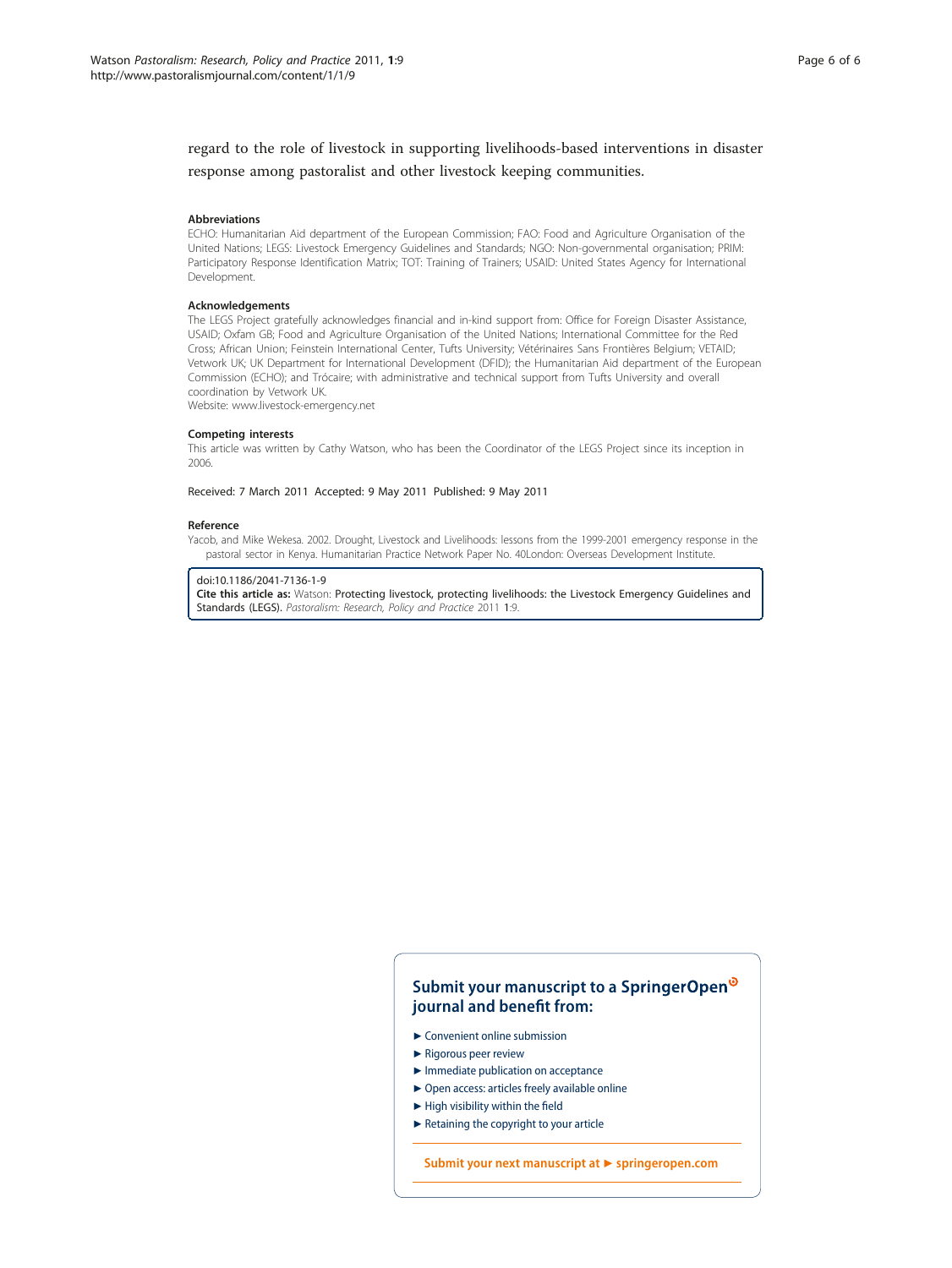regard to the role of livestock in supporting livelihoods-based interventions in disaster response among pastoralist and other livestock keeping communities.

### Abbreviations

ECHO: Humanitarian Aid department of the European Commission; FAO: Food and Agriculture Organisation of the United Nations; LEGS: Livestock Emergency Guidelines and Standards; NGO: Non-governmental organisation; PRIM: Participatory Response Identification Matrix; TOT: Training of Trainers; USAID: United States Agency for International Development.

### Acknowledgements

The LEGS Project gratefully acknowledges financial and in-kind support from: Office for Foreign Disaster Assistance, USAID; Oxfam GB; Food and Agriculture Organisation of the United Nations; International Committee for the Red Cross; African Union; Feinstein International Center, Tufts University; Vétérinaires Sans Frontières Belgium; VETAID; Vetwork UK; UK Department for International Development (DFID); the Humanitarian Aid department of the European Commission (ECHO); and Trócaire; with administrative and technical support from Tufts University and overall coordination by Vetwork UK.
Website: www.livestock-emergency.net

### Competing interests

This article was written by Cathy Watson, who has been the Coordinator of the LEGS Project since its inception in 2006.

Received: 7 March 2011 Accepted: 9 May 2011 Published: 9 May 2011

### Reference

Yacob, and Mike Wekesa. 2002. Drought, Livestock and Livelihoods: lessons from the 1999-2001 emergency response in the pastoral sector in Kenya. Humanitarian Practice Network Paper No. 40London: Overseas Development Institute.

doi:10.1186/2041-7136-1-9
**Cite this article as:** Watson: Protecting livestock, protecting livelihoods: the Livestock Emergency Guidelines and Standards (LEGS). *Pastoralism: Research, Policy and Practice* 2011 **1**:9.

**Submit your manuscript to a SpringerOpen journal and benefit from:**

- ► Convenient online submission
- ► Rigorous peer review
- ► Immediate publication on acceptance
- ► Open access: articles freely available online
- ► High visibility within the field
- ► Retaining the copyright to your article

**Submit your next manuscript at ► springeropen.com**